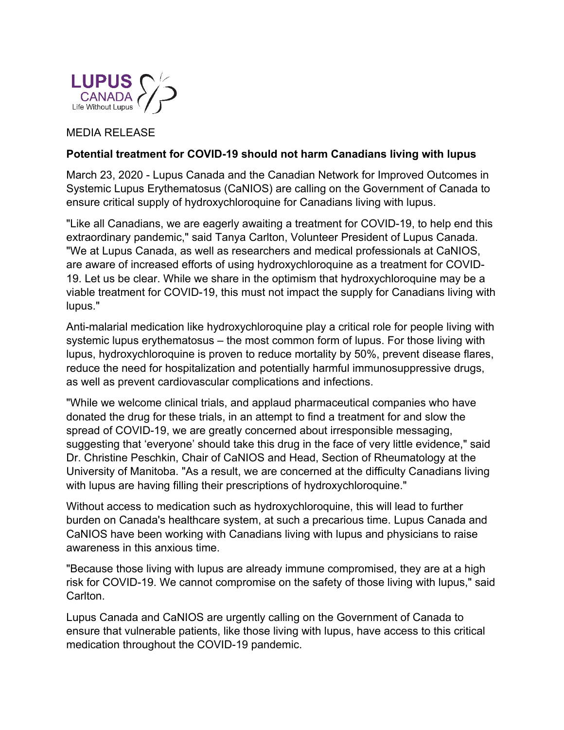LUPUS CANADA
Life Without Lupus

MEDIA RELEASE

**Potential treatment for COVID-19 should not harm Canadians living with lupus**

March 23, 2020 - Lupus Canada and the Canadian Network for Improved Outcomes in Systemic Lupus Erythematosus (CaNIOS) are calling on the Government of Canada to ensure critical supply of hydroxychloroquine for Canadians living with lupus.

"Like all Canadians, we are eagerly awaiting a treatment for COVID-19, to help end this extraordinary pandemic," said Tanya Carlton, Volunteer President of Lupus Canada. "We at Lupus Canada, as well as researchers and medical professionals at CaNIOS, are aware of increased efforts of using hydroxychloroquine as a treatment for COVID-19. Let us be clear. While we share in the optimism that hydroxychloroquine may be a viable treatment for COVID-19, this must not impact the supply for Canadians living with lupus."

Anti-malarial medication like hydroxychloroquine play a critical role for people living with systemic lupus erythematosus – the most common form of lupus. For those living with lupus, hydroxychloroquine is proven to reduce mortality by 50%, prevent disease flares, reduce the need for hospitalization and potentially harmful immunosuppressive drugs, as well as prevent cardiovascular complications and infections.

"While we welcome clinical trials, and applaud pharmaceutical companies who have donated the drug for these trials, in an attempt to find a treatment for and slow the spread of COVID-19, we are greatly concerned about irresponsible messaging, suggesting that 'everyone' should take this drug in the face of very little evidence," said Dr. Christine Peschkin, Chair of CaNIOS and Head, Section of Rheumatology at the University of Manitoba. "As a result, we are concerned at the difficulty Canadians living with lupus are having filling their prescriptions of hydroxychloroquine."

Without access to medication such as hydroxychloroquine, this will lead to further burden on Canada's healthcare system, at such a precarious time. Lupus Canada and CaNIOS have been working with Canadians living with lupus and physicians to raise awareness in this anxious time.

"Because those living with lupus are already immune compromised, they are at a high risk for COVID-19. We cannot compromise on the safety of those living with lupus," said Carlton.

Lupus Canada and CaNIOS are urgently calling on the Government of Canada to ensure that vulnerable patients, like those living with lupus, have access to this critical medication throughout the COVID-19 pandemic.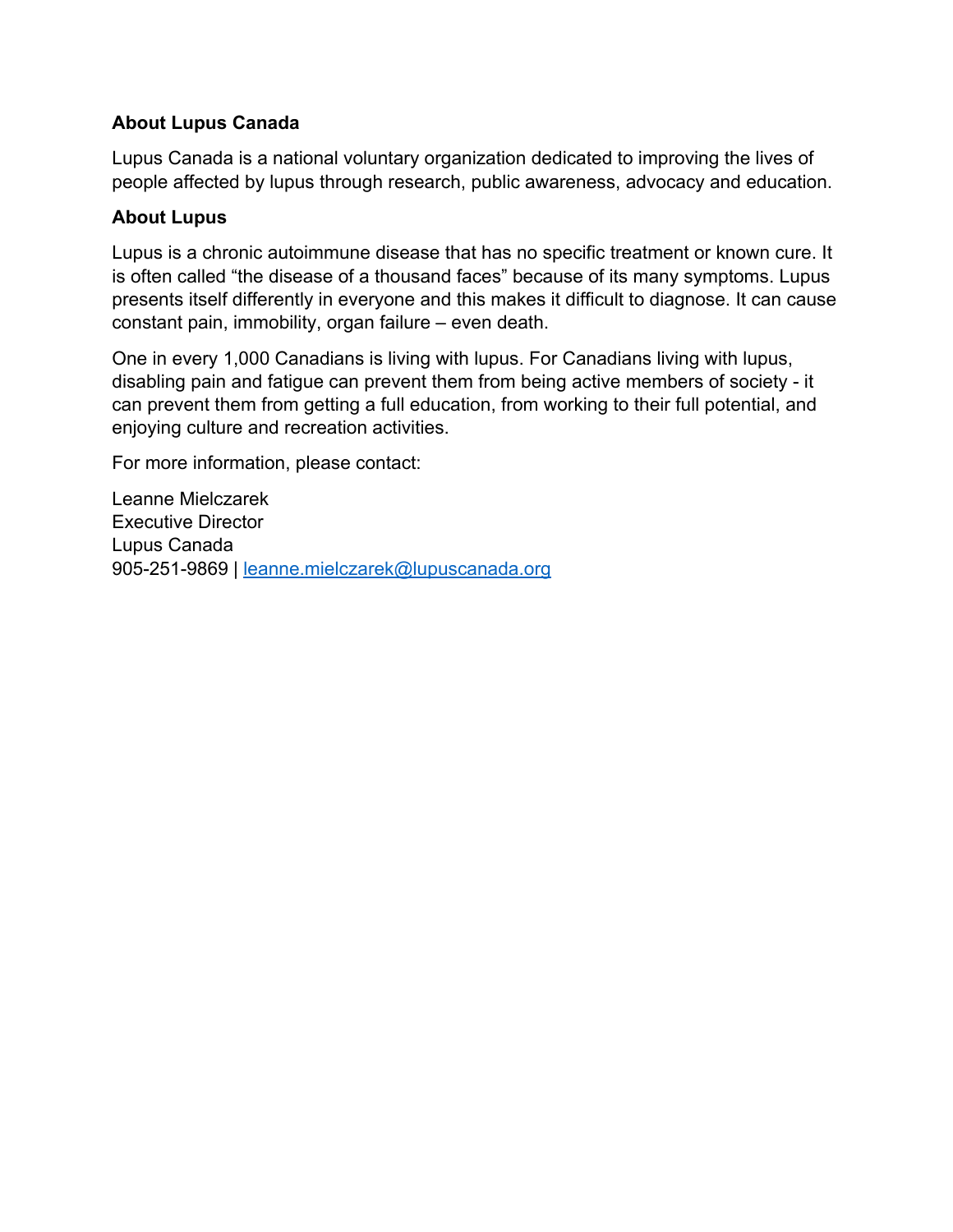**About Lupus Canada**

Lupus Canada is a national voluntary organization dedicated to improving the lives of people affected by lupus through research, public awareness, advocacy and education.

**About Lupus**

Lupus is a chronic autoimmune disease that has no specific treatment or known cure. It is often called "the disease of a thousand faces" because of its many symptoms. Lupus presents itself differently in everyone and this makes it difficult to diagnose. It can cause constant pain, immobility, organ failure – even death.

One in every 1,000 Canadians is living with lupus. For Canadians living with lupus, disabling pain and fatigue can prevent them from being active members of society - it can prevent them from getting a full education, from working to their full potential, and enjoying culture and recreation activities.

For more information, please contact:

Leanne Mielczarek
Executive Director
Lupus Canada
905-251-9869 | leanne.mielczarek@lupuscanada.org